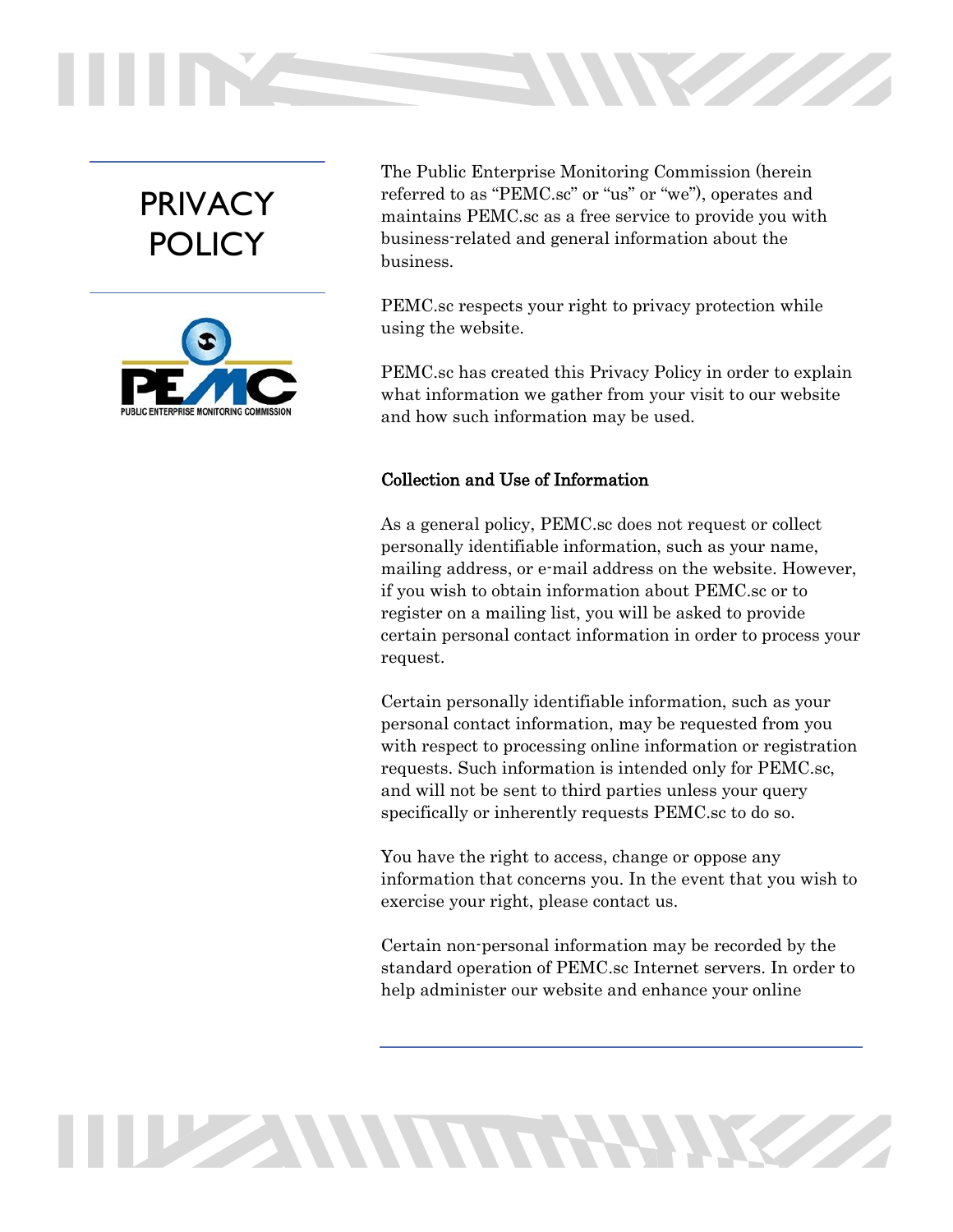# PRIVACY POLICY

The Public Enterprise Monitoring Commission (herein referred to as "PEMC.sc" or "us" or "we"), operates and maintains PEMC.sc as a free service to provide you with business-related and general information about the business.

PEMC.sc respects your right to privacy protection while using the website.

PEMC.sc has created this Privacy Policy in order to explain what information we gather from your visit to our website and how such information may be used.

## Collection and Use of Information

As a general policy, PEMC.sc does not request or collect personally identifiable information, such as your name, mailing address, or e-mail address on the website. However, if you wish to obtain information about PEMC.sc or to register on a mailing list, you will be asked to provide certain personal contact information in order to process your request.

Certain personally identifiable information, such as your personal contact information, may be requested from you with respect to processing online information or registration requests. Such information is intended only for PEMC.sc, and will not be sent to third parties unless your query specifically or inherently requests PEMC.sc to do so.

You have the right to access, change or oppose any information that concerns you. In the event that you wish to exercise your right, please contact us.

Certain non-personal information may be recorded by the standard operation of PEMC.sc Internet servers. In order to help administer our website and enhance your online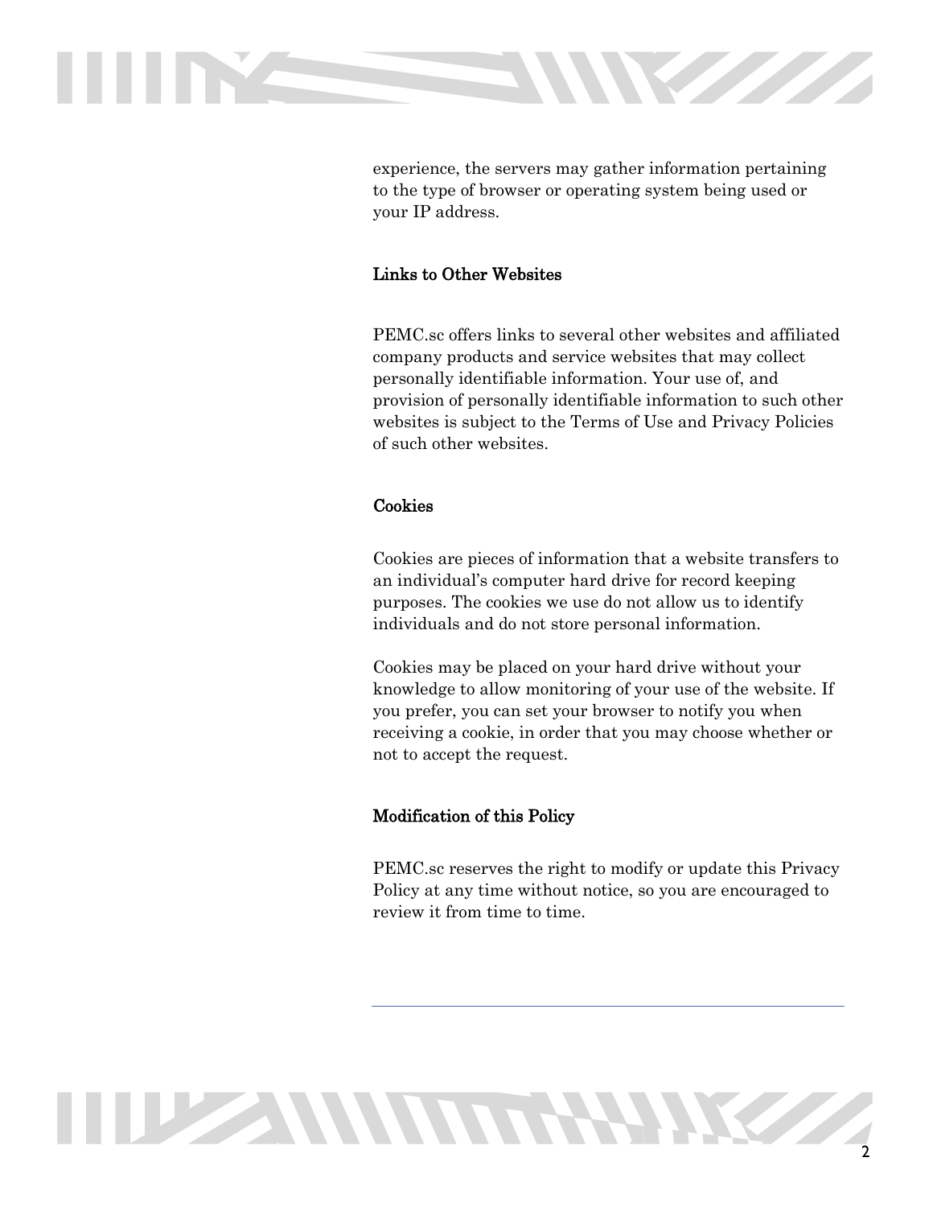experience, the servers may gather information pertaining to the type of browser or operating system being used or your IP address.

### Links to Other Websites

PEMC.sc offers links to several other websites and affiliated company products and service websites that may collect personally identifiable information. Your use of, and provision of personally identifiable information to such other websites is subject to the Terms of Use and Privacy Policies of such other websites.

### Cookies

Cookies are pieces of information that a website transfers to an individual's computer hard drive for record keeping purposes. The cookies we use do not allow us to identify individuals and do not store personal information.

Cookies may be placed on your hard drive without your knowledge to allow monitoring of your use of the website. If you prefer, you can set your browser to notify you when receiving a cookie, in order that you may choose whether or not to accept the request.

### Modification of this Policy

PEMC.sc reserves the right to modify or update this Privacy Policy at any time without notice, so you are encouraged to review it from time to time.